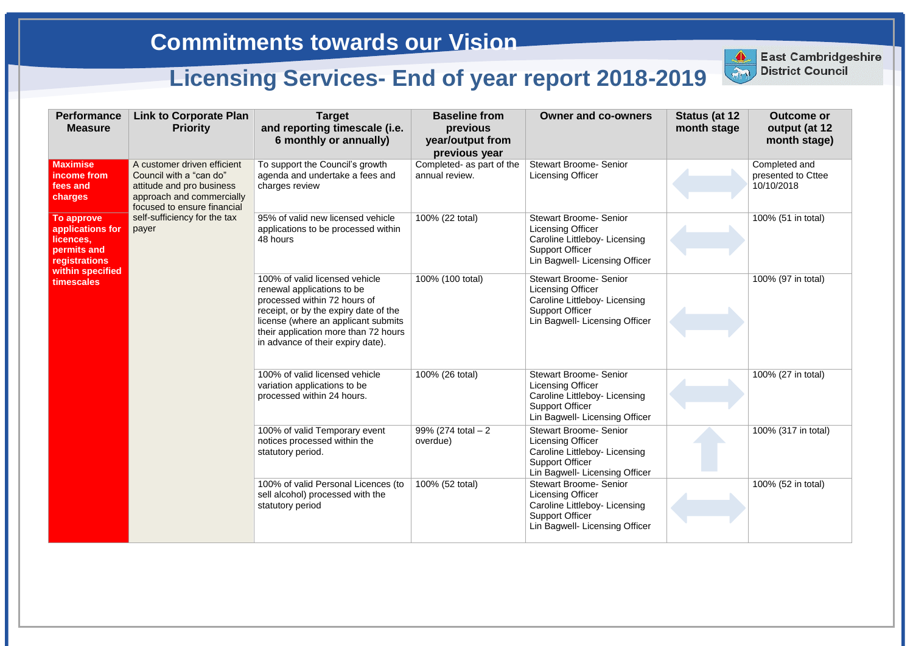# Commitments towards our Vision

## Licensing Services- End of year report 2018-2019

East Cambridgeshire District Council

| Performance Measure | Link to Corporate Plan Priority | Target and reporting timescale (i.e. 6 monthly or annually) | Baseline from previous year/output from previous year | Owner and co-owners | Status (at 12 month stage) | Outcome or output (at 12 month stage) |
|---|---|---|---|---|---|---|
| **Maximise income from fees and charges** | A customer driven efficient Council with a "can do" attitude and pro business approach and commercially focused to ensure financial self-sufficiency for the tax payer | To support the Council's growth agenda and undertake a fees and charges review | Completed- as part of the annual review. | Stewart Broome- Senior Licensing Officer | ⟷ | Completed and presented to Cttee 10/10/2018 |
| **To approve applications for licences, permits and registrations within specified timescales** | | 95% of valid new licensed vehicle applications to be processed within 48 hours | 100% (22 total) | Stewart Broome- Senior Licensing Officer<br>Caroline Littleboy- Licensing Support Officer<br>Lin Bagwell- Licensing Officer | ⟷ | 100% (51 in total) |
| | | 100% of valid licensed vehicle renewal applications to be processed within 72 hours of receipt, or by the expiry date of the license (where an applicant submits their application more than 72 hours in advance of their expiry date). | 100% (100 total) | Stewart Broome- Senior Licensing Officer<br>Caroline Littleboy- Licensing Support Officer<br>Lin Bagwell- Licensing Officer | ⟷ | 100% (97 in total) |
| | | 100% of valid licensed vehicle variation applications to be processed within 24 hours. | 100% (26 total) | Stewart Broome- Senior Licensing Officer<br>Caroline Littleboy- Licensing Support Officer<br>Lin Bagwell- Licensing Officer | ⟷ | 100% (27 in total) |
| | | 100% of valid Temporary event notices processed within the statutory period. | 99% (274 total – 2 overdue) | Stewart Broome- Senior Licensing Officer<br>Caroline Littleboy- Licensing Support Officer<br>Lin Bagwell- Licensing Officer | ↑ | 100% (317 in total) |
| | | 100% of valid Personal Licences (to sell alcohol) processed with the statutory period | 100% (52 total) | Stewart Broome- Senior Licensing Officer<br>Caroline Littleboy- Licensing Support Officer<br>Lin Bagwell- Licensing Officer | ⟷ | 100% (52 in total) |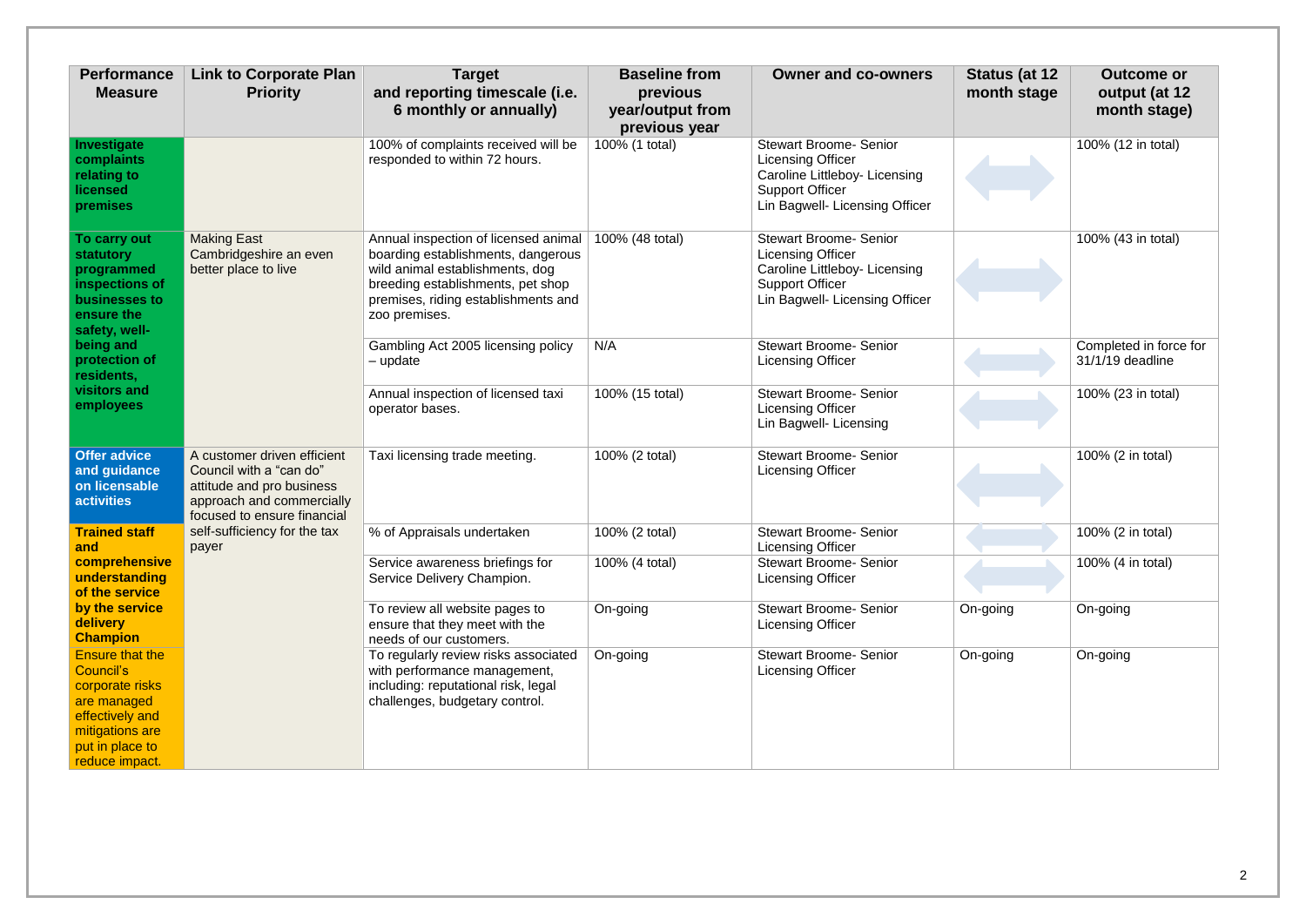| Performance Measure | Link to Corporate Plan Priority | Target and reporting timescale (i.e. 6 monthly or annually) | Baseline from previous year/output from previous year | Owner and co-owners | Status (at 12 month stage | Outcome or output (at 12 month stage) |
|---|---|---|---|---|---|---|
| **Investigate complaints relating to licensed premises** | | 100% of complaints received will be responded to within 72 hours. | 100% (1 total) | Stewart Broome- Senior Licensing Officer<br>Caroline Littleboy- Licensing Support Officer<br>Lin Bagwell- Licensing Officer | | 100% (12 in total) |
| **To carry out statutory programmed inspections of businesses to ensure the safety, well-being and protection of residents, visitors and employees** | Making East Cambridgeshire an even better place to live | Annual inspection of licensed animal boarding establishments, dangerous wild animal establishments, dog breeding establishments, pet shop premises, riding establishments and zoo premises. | 100% (48 total) | Stewart Broome- Senior Licensing Officer<br>Caroline Littleboy- Licensing Support Officer<br>Lin Bagwell- Licensing Officer | | 100% (43 in total) |
| | | Gambling Act 2005 licensing policy – update | N/A | Stewart Broome- Senior Licensing Officer | | Completed in force for 31/1/19 deadline |
| | | Annual inspection of licensed taxi operator bases. | 100% (15 total) | Stewart Broome- Senior Licensing Officer<br>Lin Bagwell- Licensing | | 100% (23 in total) |
| **Offer advice and guidance on licensable activities** | A customer driven efficient Council with a "can do" attitude and pro business approach and commercially focused to ensure financial self-sufficiency for the tax payer | Taxi licensing trade meeting. | 100% (2 total) | Stewart Broome- Senior Licensing Officer | | 100% (2 in total) |
| **Trained staff and comprehensive understanding of the service by the service delivery Champion** | | % of Appraisals undertaken | 100% (2 total) | Stewart Broome- Senior Licensing Officer | | 100% (2 in total) |
| | | Service awareness briefings for Service Delivery Champion. | 100% (4 total) | Stewart Broome- Senior Licensing Officer | | 100% (4 in total) |
| | | To review all website pages to ensure that they meet with the needs of our customers. | On-going | Stewart Broome- Senior Licensing Officer | On-going | On-going |
| Ensure that the Council's corporate risks are managed effectively and mitigations are put in place to reduce impact. | | To regularly review risks associated with performance management, including: reputational risk, legal challenges, budgetary control. | On-going | Stewart Broome- Senior Licensing Officer | On-going | On-going |